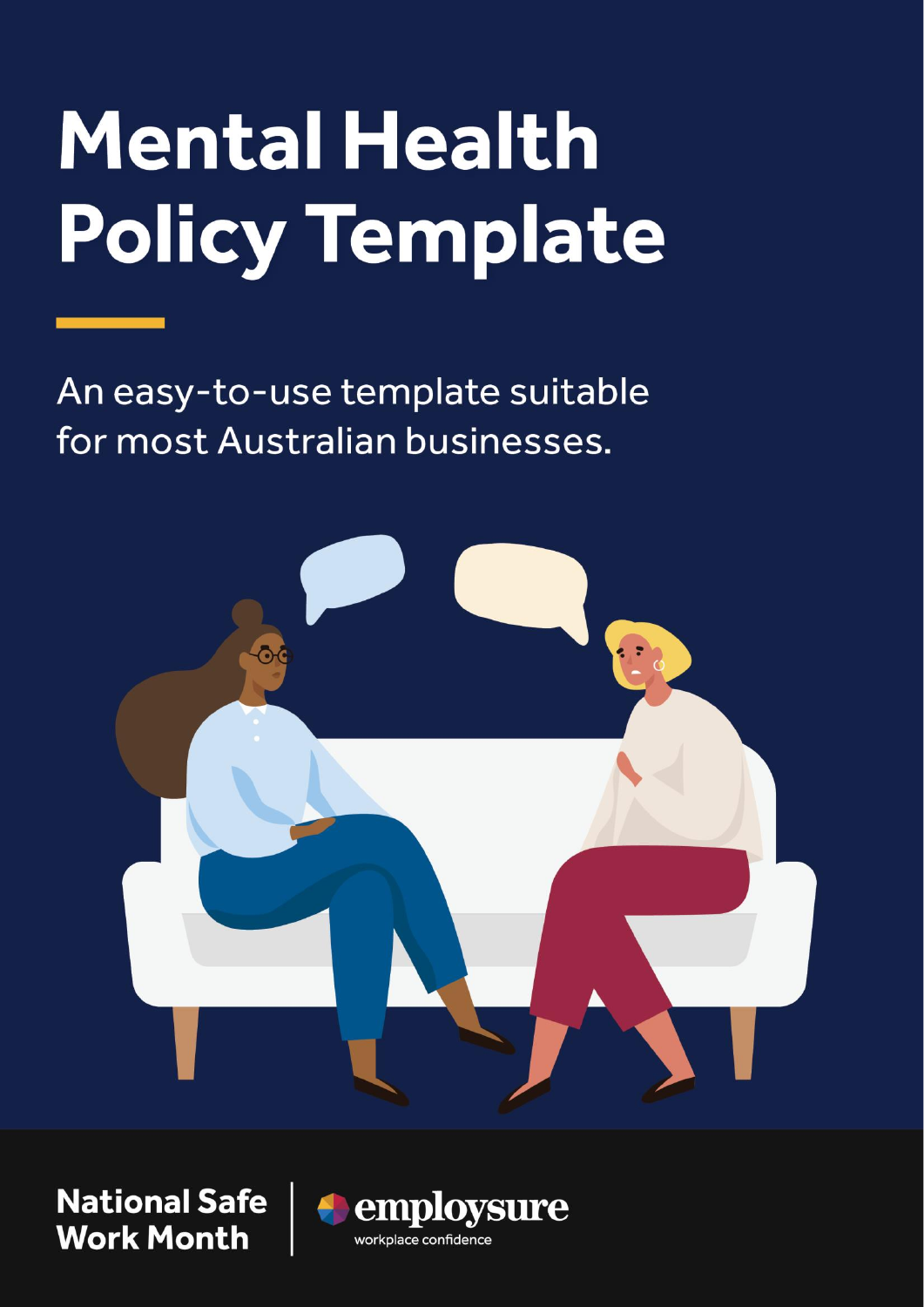# Mental Health Policy Template

An easy-to-use template suitable for most Australian businesses.

**National Safe Work Month**

employsure
workplace confidence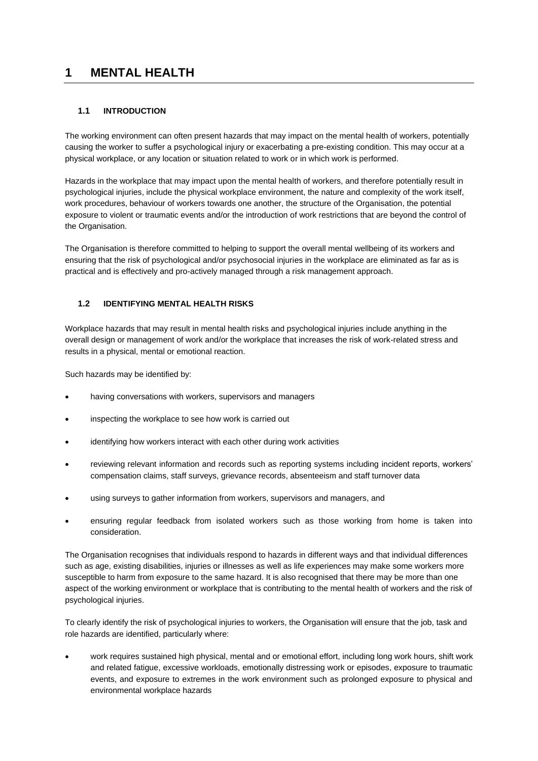# 1 MENTAL HEALTH

## 1.1 INTRODUCTION

The working environment can often present hazards that may impact on the mental health of workers, potentially causing the worker to suffer a psychological injury or exacerbating a pre-existing condition. This may occur at a physical workplace, or any location or situation related to work or in which work is performed.

Hazards in the workplace that may impact upon the mental health of workers, and therefore potentially result in psychological injuries, include the physical workplace environment, the nature and complexity of the work itself, work procedures, behaviour of workers towards one another, the structure of the Organisation, the potential exposure to violent or traumatic events and/or the introduction of work restrictions that are beyond the control of the Organisation.

The Organisation is therefore committed to helping to support the overall mental wellbeing of its workers and ensuring that the risk of psychological and/or psychosocial injuries in the workplace are eliminated as far as is practical and is effectively and pro-actively managed through a risk management approach.

## 1.2 IDENTIFYING MENTAL HEALTH RISKS

Workplace hazards that may result in mental health risks and psychological injuries include anything in the overall design or management of work and/or the workplace that increases the risk of work-related stress and results in a physical, mental or emotional reaction.

Such hazards may be identified by:

- having conversations with workers, supervisors and managers
- inspecting the workplace to see how work is carried out
- identifying how workers interact with each other during work activities
- reviewing relevant information and records such as reporting systems including incident reports, workers' compensation claims, staff surveys, grievance records, absenteeism and staff turnover data
- using surveys to gather information from workers, supervisors and managers, and
- ensuring regular feedback from isolated workers such as those working from home is taken into consideration.

The Organisation recognises that individuals respond to hazards in different ways and that individual differences such as age, existing disabilities, injuries or illnesses as well as life experiences may make some workers more susceptible to harm from exposure to the same hazard. It is also recognised that there may be more than one aspect of the working environment or workplace that is contributing to the mental health of workers and the risk of psychological injuries.

To clearly identify the risk of psychological injuries to workers, the Organisation will ensure that the job, task and role hazards are identified, particularly where:

- work requires sustained high physical, mental and or emotional effort, including long work hours, shift work and related fatigue, excessive workloads, emotionally distressing work or episodes, exposure to traumatic events, and exposure to extremes in the work environment such as prolonged exposure to physical and environmental workplace hazards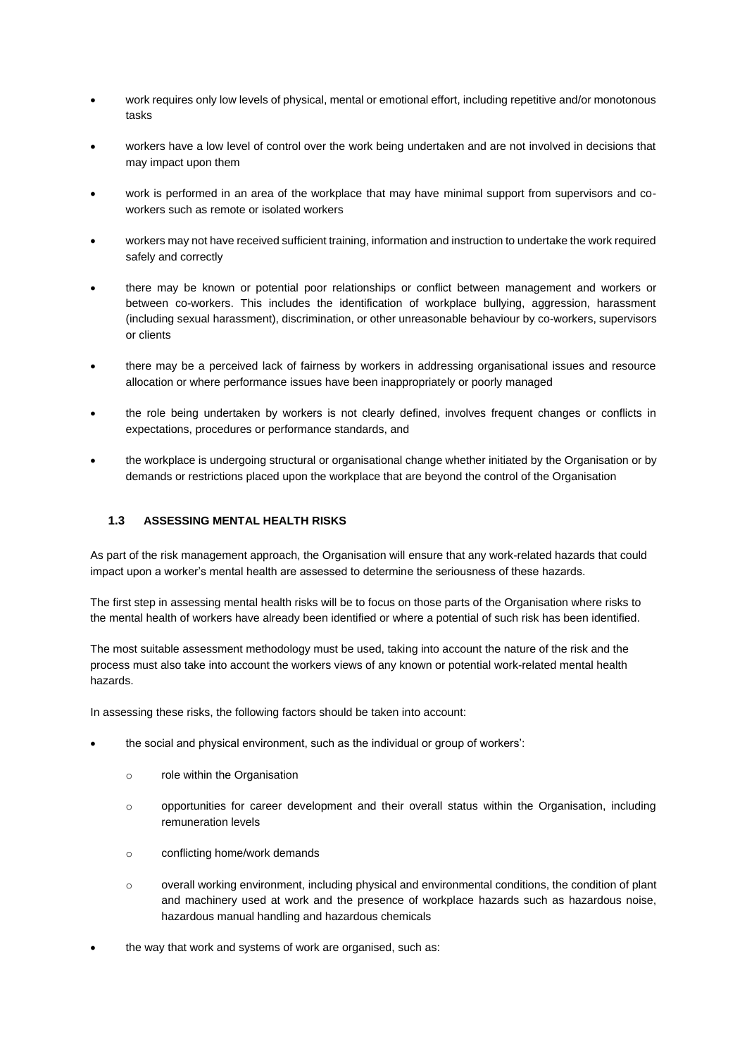- work requires only low levels of physical, mental or emotional effort, including repetitive and/or monotonous tasks
- workers have a low level of control over the work being undertaken and are not involved in decisions that may impact upon them
- work is performed in an area of the workplace that may have minimal support from supervisors and co-workers such as remote or isolated workers
- workers may not have received sufficient training, information and instruction to undertake the work required safely and correctly
- there may be known or potential poor relationships or conflict between management and workers or between co-workers. This includes the identification of workplace bullying, aggression, harassment (including sexual harassment), discrimination, or other unreasonable behaviour by co-workers, supervisors or clients
- there may be a perceived lack of fairness by workers in addressing organisational issues and resource allocation or where performance issues have been inappropriately or poorly managed
- the role being undertaken by workers is not clearly defined, involves frequent changes or conflicts in expectations, procedures or performance standards, and
- the workplace is undergoing structural or organisational change whether initiated by the Organisation or by demands or restrictions placed upon the workplace that are beyond the control of the Organisation

### 1.3 ASSESSING MENTAL HEALTH RISKS

As part of the risk management approach, the Organisation will ensure that any work-related hazards that could impact upon a worker's mental health are assessed to determine the seriousness of these hazards.

The first step in assessing mental health risks will be to focus on those parts of the Organisation where risks to the mental health of workers have already been identified or where a potential of such risk has been identified.

The most suitable assessment methodology must be used, taking into account the nature of the risk and the process must also take into account the workers views of any known or potential work-related mental health hazards.

In assessing these risks, the following factors should be taken into account:

- the social and physical environment, such as the individual or group of workers':
  - role within the Organisation
  - opportunities for career development and their overall status within the Organisation, including remuneration levels
  - conflicting home/work demands
  - overall working environment, including physical and environmental conditions, the condition of plant and machinery used at work and the presence of workplace hazards such as hazardous noise, hazardous manual handling and hazardous chemicals
- the way that work and systems of work are organised, such as: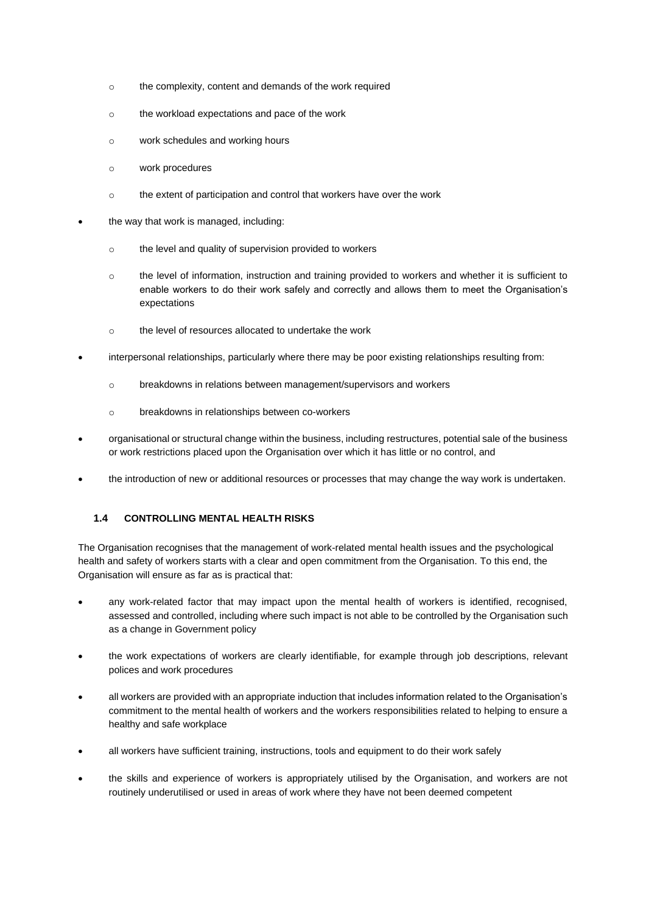- the complexity, content and demands of the work required
  - the workload expectations and pace of the work
  - work schedules and working hours
  - work procedures
  - the extent of participation and control that workers have over the work
- the way that work is managed, including:
  - the level and quality of supervision provided to workers
  - the level of information, instruction and training provided to workers and whether it is sufficient to enable workers to do their work safely and correctly and allows them to meet the Organisation's expectations
  - the level of resources allocated to undertake the work
- interpersonal relationships, particularly where there may be poor existing relationships resulting from:
  - breakdowns in relations between management/supervisors and workers
  - breakdowns in relationships between co-workers
- organisational or structural change within the business, including restructures, potential sale of the business or work restrictions placed upon the Organisation over which it has little or no control, and
- the introduction of new or additional resources or processes that may change the way work is undertaken.

### 1.4 CONTROLLING MENTAL HEALTH RISKS

The Organisation recognises that the management of work-related mental health issues and the psychological health and safety of workers starts with a clear and open commitment from the Organisation. To this end, the Organisation will ensure as far as is practical that:

- any work-related factor that may impact upon the mental health of workers is identified, recognised, assessed and controlled, including where such impact is not able to be controlled by the Organisation such as a change in Government policy
- the work expectations of workers are clearly identifiable, for example through job descriptions, relevant polices and work procedures
- all workers are provided with an appropriate induction that includes information related to the Organisation's commitment to the mental health of workers and the workers responsibilities related to helping to ensure a healthy and safe workplace
- all workers have sufficient training, instructions, tools and equipment to do their work safely
- the skills and experience of workers is appropriately utilised by the Organisation, and workers are not routinely underutilised or used in areas of work where they have not been deemed competent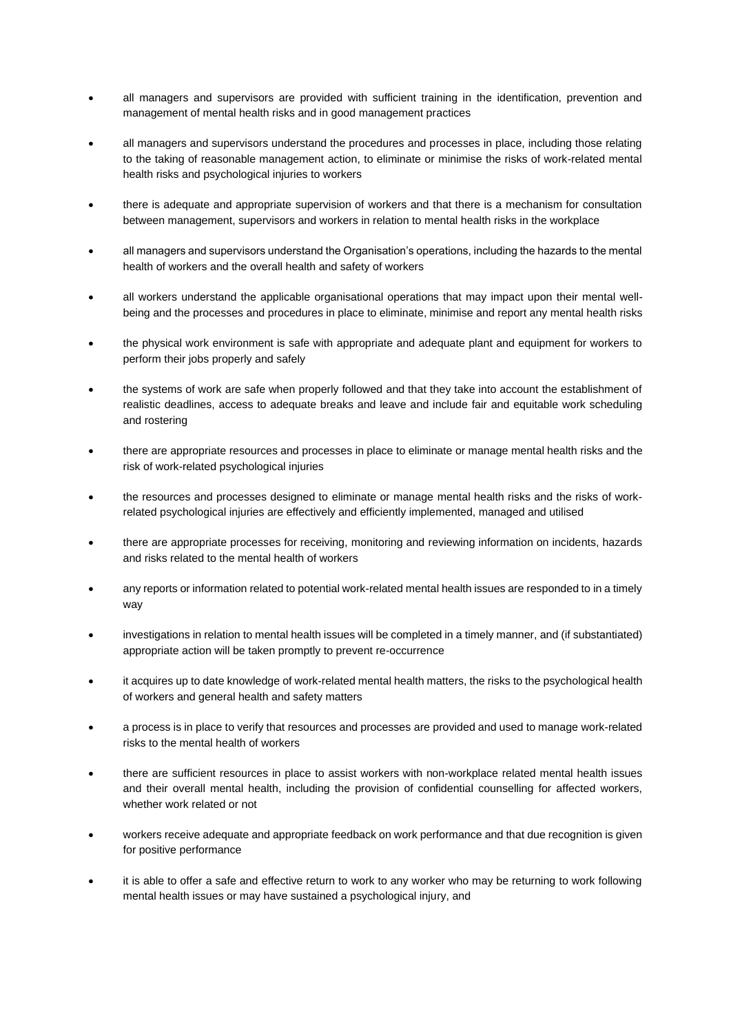- all managers and supervisors are provided with sufficient training in the identification, prevention and management of mental health risks and in good management practices
- all managers and supervisors understand the procedures and processes in place, including those relating to the taking of reasonable management action, to eliminate or minimise the risks of work-related mental health risks and psychological injuries to workers
- there is adequate and appropriate supervision of workers and that there is a mechanism for consultation between management, supervisors and workers in relation to mental health risks in the workplace
- all managers and supervisors understand the Organisation's operations, including the hazards to the mental health of workers and the overall health and safety of workers
- all workers understand the applicable organisational operations that may impact upon their mental well-being and the processes and procedures in place to eliminate, minimise and report any mental health risks
- the physical work environment is safe with appropriate and adequate plant and equipment for workers to perform their jobs properly and safely
- the systems of work are safe when properly followed and that they take into account the establishment of realistic deadlines, access to adequate breaks and leave and include fair and equitable work scheduling and rostering
- there are appropriate resources and processes in place to eliminate or manage mental health risks and the risk of work-related psychological injuries
- the resources and processes designed to eliminate or manage mental health risks and the risks of work-related psychological injuries are effectively and efficiently implemented, managed and utilised
- there are appropriate processes for receiving, monitoring and reviewing information on incidents, hazards and risks related to the mental health of workers
- any reports or information related to potential work-related mental health issues are responded to in a timely way
- investigations in relation to mental health issues will be completed in a timely manner, and (if substantiated) appropriate action will be taken promptly to prevent re-occurrence
- it acquires up to date knowledge of work-related mental health matters, the risks to the psychological health of workers and general health and safety matters
- a process is in place to verify that resources and processes are provided and used to manage work-related risks to the mental health of workers
- there are sufficient resources in place to assist workers with non-workplace related mental health issues and their overall mental health, including the provision of confidential counselling for affected workers, whether work related or not
- workers receive adequate and appropriate feedback on work performance and that due recognition is given for positive performance
- it is able to offer a safe and effective return to work to any worker who may be returning to work following mental health issues or may have sustained a psychological injury, and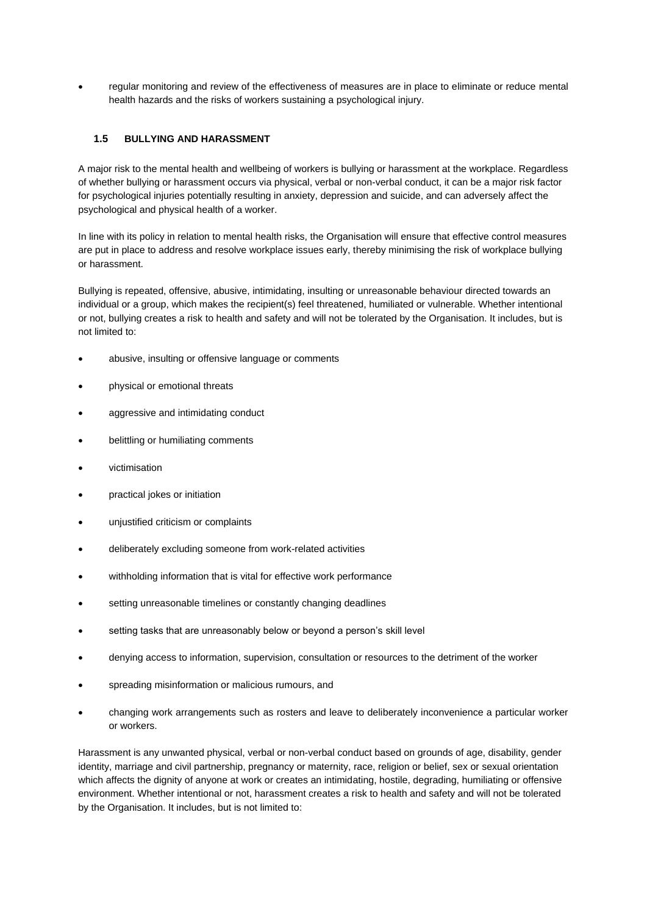- regular monitoring and review of the effectiveness of measures are in place to eliminate or reduce mental health hazards and the risks of workers sustaining a psychological injury.

### 1.5 BULLYING AND HARASSMENT

A major risk to the mental health and wellbeing of workers is bullying or harassment at the workplace. Regardless of whether bullying or harassment occurs via physical, verbal or non-verbal conduct, it can be a major risk factor for psychological injuries potentially resulting in anxiety, depression and suicide, and can adversely affect the psychological and physical health of a worker.

In line with its policy in relation to mental health risks, the Organisation will ensure that effective control measures are put in place to address and resolve workplace issues early, thereby minimising the risk of workplace bullying or harassment.

Bullying is repeated, offensive, abusive, intimidating, insulting or unreasonable behaviour directed towards an individual or a group, which makes the recipient(s) feel threatened, humiliated or vulnerable. Whether intentional or not, bullying creates a risk to health and safety and will not be tolerated by the Organisation. It includes, but is not limited to:

- abusive, insulting or offensive language or comments
- physical or emotional threats
- aggressive and intimidating conduct
- belittling or humiliating comments
- victimisation
- practical jokes or initiation
- unjustified criticism or complaints
- deliberately excluding someone from work-related activities
- withholding information that is vital for effective work performance
- setting unreasonable timelines or constantly changing deadlines
- setting tasks that are unreasonably below or beyond a person's skill level
- denying access to information, supervision, consultation or resources to the detriment of the worker
- spreading misinformation or malicious rumours, and
- changing work arrangements such as rosters and leave to deliberately inconvenience a particular worker or workers.

Harassment is any unwanted physical, verbal or non-verbal conduct based on grounds of age, disability, gender identity, marriage and civil partnership, pregnancy or maternity, race, religion or belief, sex or sexual orientation which affects the dignity of anyone at work or creates an intimidating, hostile, degrading, humiliating or offensive environment. Whether intentional or not, harassment creates a risk to health and safety and will not be tolerated by the Organisation. It includes, but is not limited to: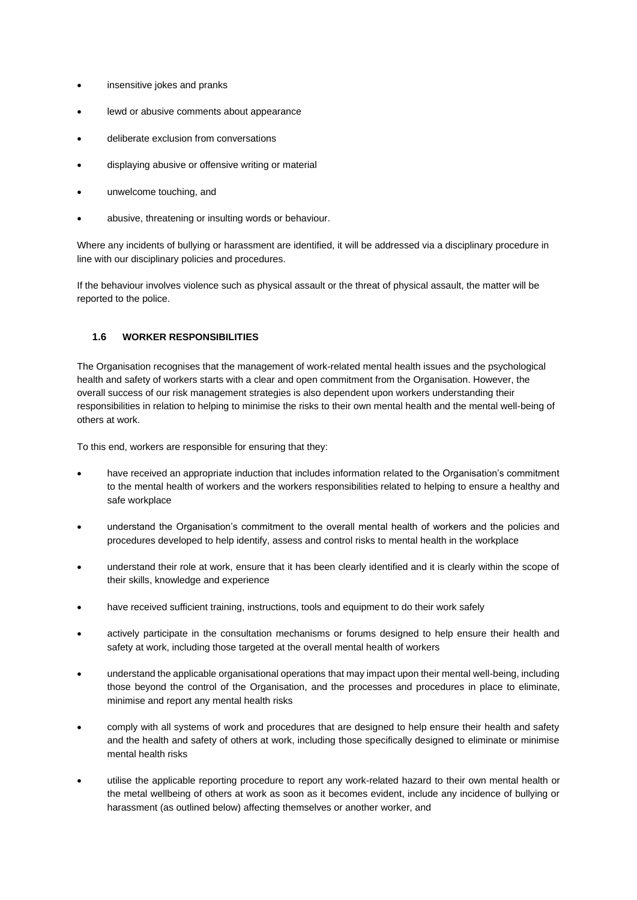- insensitive jokes and pranks
- lewd or abusive comments about appearance
- deliberate exclusion from conversations
- displaying abusive or offensive writing or material
- unwelcome touching, and
- abusive, threatening or insulting words or behaviour.

Where any incidents of bullying or harassment are identified, it will be addressed via a disciplinary procedure in line with our disciplinary policies and procedures.

If the behaviour involves violence such as physical assault or the threat of physical assault, the matter will be reported to the police.

### 1.6 WORKER RESPONSIBILITIES

The Organisation recognises that the management of work-related mental health issues and the psychological health and safety of workers starts with a clear and open commitment from the Organisation. However, the overall success of our risk management strategies is also dependent upon workers understanding their responsibilities in relation to helping to minimise the risks to their own mental health and the mental well-being of others at work.

To this end, workers are responsible for ensuring that they:

- have received an appropriate induction that includes information related to the Organisation's commitment to the mental health of workers and the workers responsibilities related to helping to ensure a healthy and safe workplace
- understand the Organisation's commitment to the overall mental health of workers and the policies and procedures developed to help identify, assess and control risks to mental health in the workplace
- understand their role at work, ensure that it has been clearly identified and it is clearly within the scope of their skills, knowledge and experience
- have received sufficient training, instructions, tools and equipment to do their work safely
- actively participate in the consultation mechanisms or forums designed to help ensure their health and safety at work, including those targeted at the overall mental health of workers
- understand the applicable organisational operations that may impact upon their mental well-being, including those beyond the control of the Organisation, and the processes and procedures in place to eliminate, minimise and report any mental health risks
- comply with all systems of work and procedures that are designed to help ensure their health and safety and the health and safety of others at work, including those specifically designed to eliminate or minimise mental health risks
- utilise the applicable reporting procedure to report any work-related hazard to their own mental health or the metal wellbeing of others at work as soon as it becomes evident, include any incidence of bullying or harassment (as outlined below) affecting themselves or another worker, and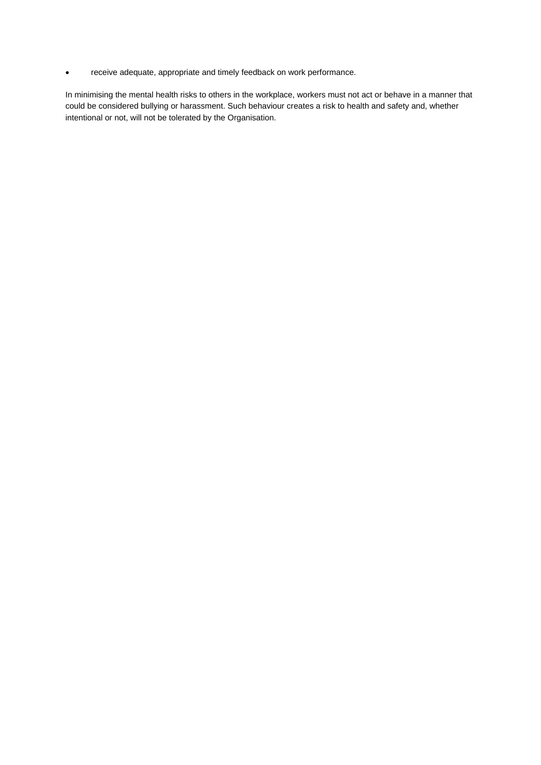- receive adequate, appropriate and timely feedback on work performance.

In minimising the mental health risks to others in the workplace, workers must not act or behave in a manner that could be considered bullying or harassment. Such behaviour creates a risk to health and safety and, whether intentional or not, will not be tolerated by the Organisation.